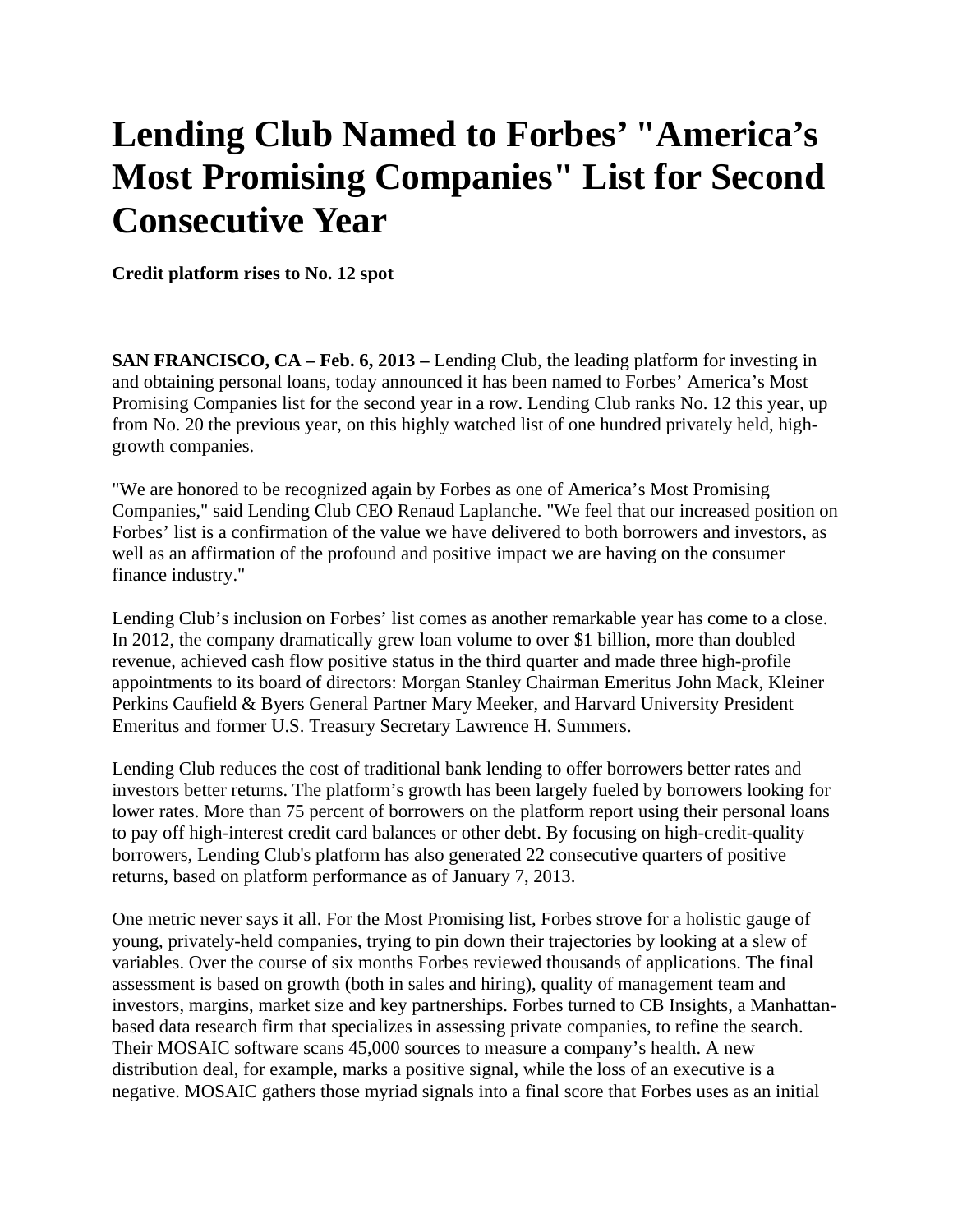# Lending Club Named to Forbes' "America's Most Promising Companies" List for Second Consecutive Year

**Credit platform rises to No. 12 spot**

**SAN FRANCISCO, CA – Feb. 6, 2013 –** Lending Club, the leading platform for investing in and obtaining personal loans, today announced it has been named to Forbes' America's Most Promising Companies list for the second year in a row. Lending Club ranks No. 12 this year, up from No. 20 the previous year, on this highly watched list of one hundred privately held, high-growth companies.

"We are honored to be recognized again by Forbes as one of America's Most Promising Companies," said Lending Club CEO Renaud Laplanche. "We feel that our increased position on Forbes' list is a confirmation of the value we have delivered to both borrowers and investors, as well as an affirmation of the profound and positive impact we are having on the consumer finance industry."

Lending Club's inclusion on Forbes' list comes as another remarkable year has come to a close. In 2012, the company dramatically grew loan volume to over $1 billion, more than doubled revenue, achieved cash flow positive status in the third quarter and made three high-profile appointments to its board of directors: Morgan Stanley Chairman Emeritus John Mack, Kleiner Perkins Caufield & Byers General Partner Mary Meeker, and Harvard University President Emeritus and former U.S. Treasury Secretary Lawrence H. Summers.

Lending Club reduces the cost of traditional bank lending to offer borrowers better rates and investors better returns. The platform's growth has been largely fueled by borrowers looking for lower rates. More than 75 percent of borrowers on the platform report using their personal loans to pay off high-interest credit card balances or other debt. By focusing on high-credit-quality borrowers, Lending Club's platform has also generated 22 consecutive quarters of positive returns, based on platform performance as of January 7, 2013.

One metric never says it all. For the Most Promising list, Forbes strove for a holistic gauge of young, privately-held companies, trying to pin down their trajectories by looking at a slew of variables. Over the course of six months Forbes reviewed thousands of applications. The final assessment is based on growth (both in sales and hiring), quality of management team and investors, margins, market size and key partnerships. Forbes turned to CB Insights, a Manhattan-based data research firm that specializes in assessing private companies, to refine the search. Their MOSAIC software scans 45,000 sources to measure a company's health. A new distribution deal, for example, marks a positive signal, while the loss of an executive is a negative. MOSAIC gathers those myriad signals into a final score that Forbes uses as an initial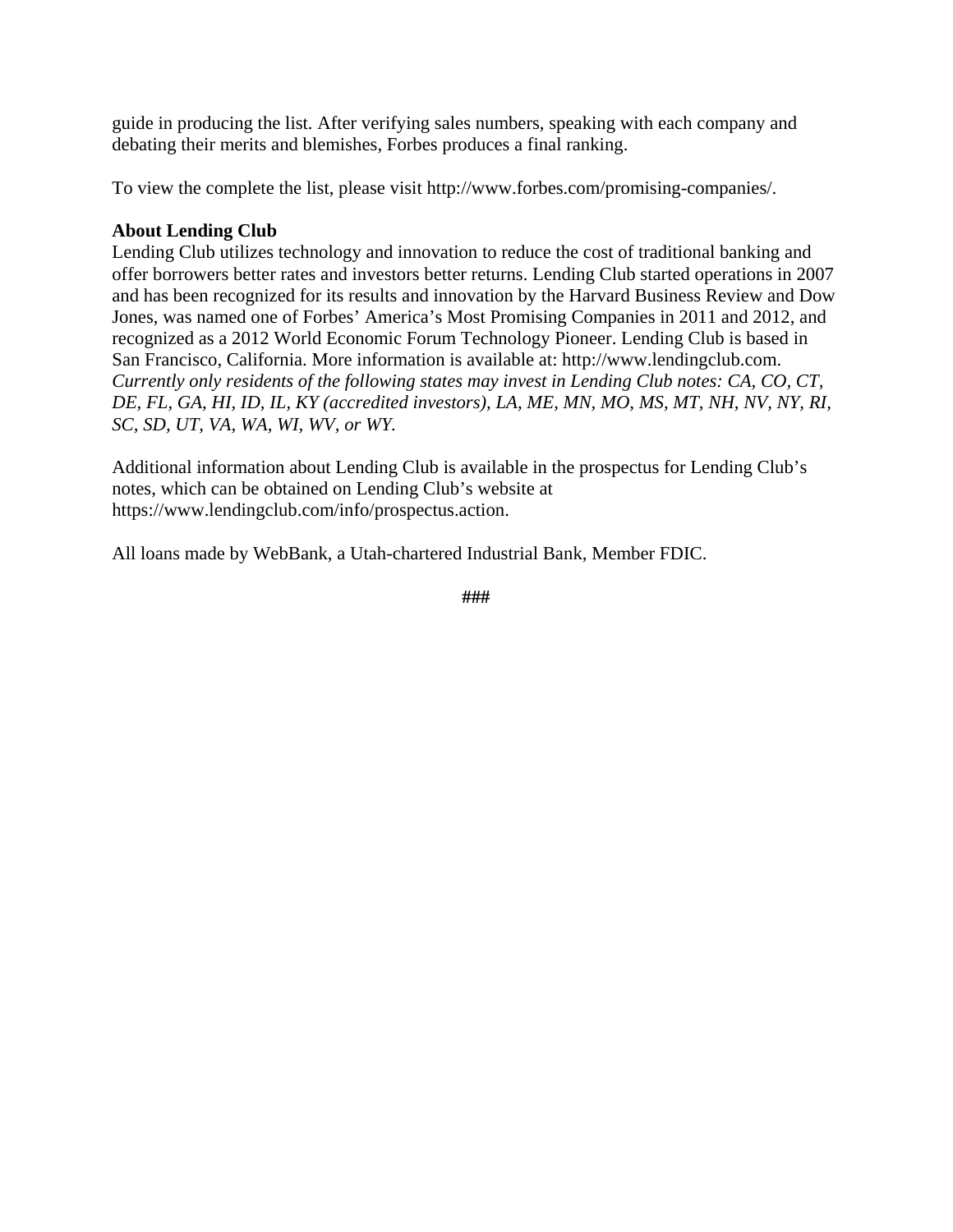guide in producing the list. After verifying sales numbers, speaking with each company and debating their merits and blemishes, Forbes produces a final ranking.

To view the complete the list, please visit http://www.forbes.com/promising-companies/.

**About Lending Club**
Lending Club utilizes technology and innovation to reduce the cost of traditional banking and offer borrowers better rates and investors better returns. Lending Club started operations in 2007 and has been recognized for its results and innovation by the Harvard Business Review and Dow Jones, was named one of Forbes' America's Most Promising Companies in 2011 and 2012, and recognized as a 2012 World Economic Forum Technology Pioneer. Lending Club is based in San Francisco, California. More information is available at: http://www.lendingclub.com.
*Currently only residents of the following states may invest in Lending Club notes: CA, CO, CT, DE, FL, GA, HI, ID, IL, KY (accredited investors), LA, ME, MN, MO, MS, MT, NH, NV, NY, RI, SC, SD, UT, VA, WA, WI, WV, or WY.*

Additional information about Lending Club is available in the prospectus for Lending Club's notes, which can be obtained on Lending Club's website at https://www.lendingclub.com/info/prospectus.action.

All loans made by WebBank, a Utah-chartered Industrial Bank, Member FDIC.

**###**